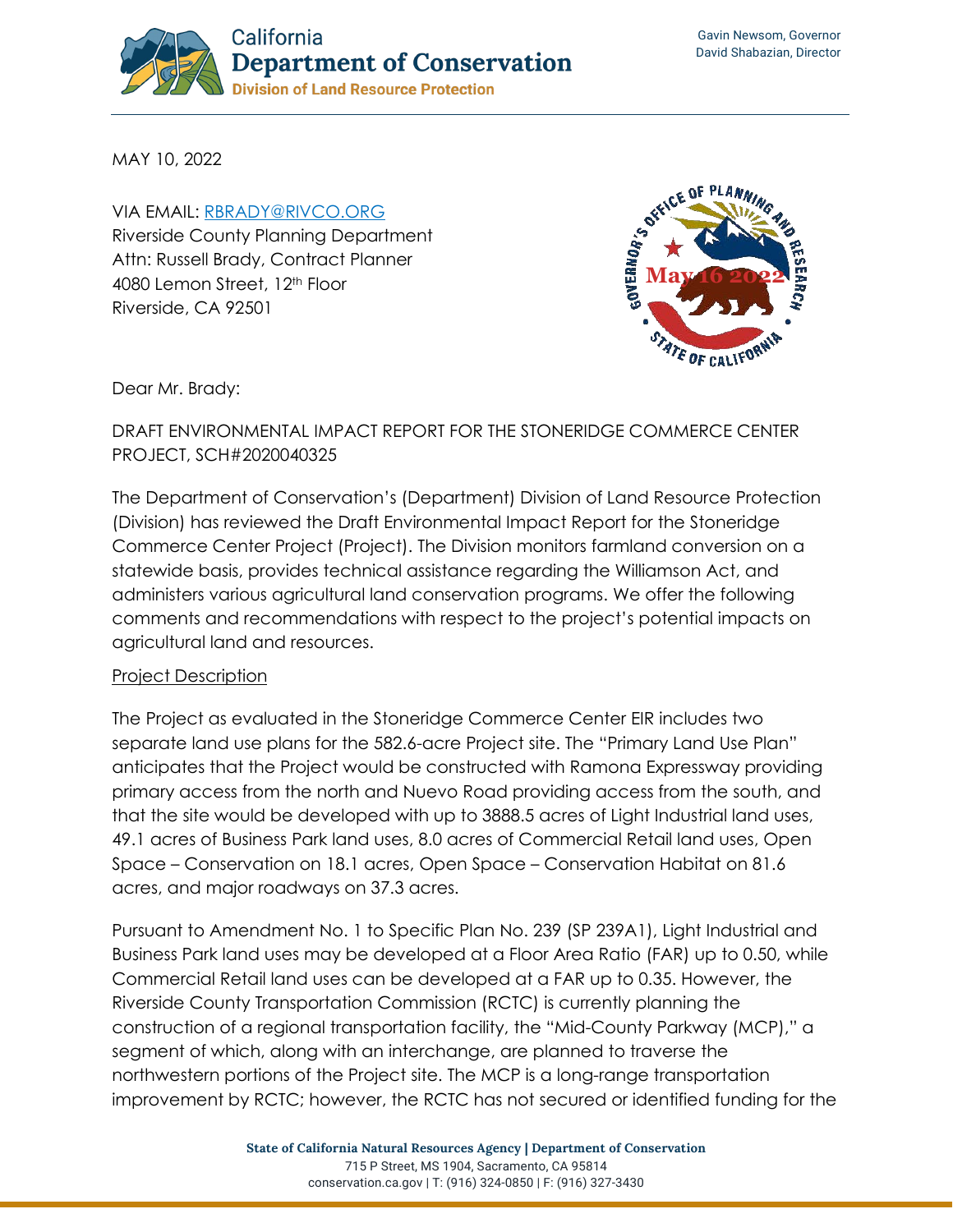California
**Department of Conservation**
**Division of Land Resource Protection**

Gavin Newsom, Governor
David Shabazian, Director

MAY 10, 2022

VIA EMAIL: RBRADY@RIVCO.ORG
Riverside County Planning Department
Attn: Russell Brady, Contract Planner
4080 Lemon Street, 12th Floor
Riverside, CA 92501

GOVERNOR'S OFFICE OF PLANNING AND RESEARCH
May 16 2022
STATE OF CALIFORNIA

Dear Mr. Brady:

DRAFT ENVIRONMENTAL IMPACT REPORT FOR THE STONERIDGE COMMERCE CENTER PROJECT, SCH#2020040325

The Department of Conservation's (Department) Division of Land Resource Protection (Division) has reviewed the Draft Environmental Impact Report for the Stoneridge Commerce Center Project (Project). The Division monitors farmland conversion on a statewide basis, provides technical assistance regarding the Williamson Act, and administers various agricultural land conservation programs. We offer the following comments and recommendations with respect to the project's potential impacts on agricultural land and resources.

<u>Project Description</u>

The Project as evaluated in the Stoneridge Commerce Center EIR includes two separate land use plans for the 582.6-acre Project site. The "Primary Land Use Plan" anticipates that the Project would be constructed with Ramona Expressway providing primary access from the north and Nuevo Road providing access from the south, and that the site would be developed with up to 3888.5 acres of Light Industrial land uses, 49.1 acres of Business Park land uses, 8.0 acres of Commercial Retail land uses, Open Space – Conservation on 18.1 acres, Open Space – Conservation Habitat on 81.6 acres, and major roadways on 37.3 acres.

Pursuant to Amendment No. 1 to Specific Plan No. 239 (SP 239A1), Light Industrial and Business Park land uses may be developed at a Floor Area Ratio (FAR) up to 0.50, while Commercial Retail land uses can be developed at a FAR up to 0.35. However, the Riverside County Transportation Commission (RCTC) is currently planning the construction of a regional transportation facility, the "Mid-County Parkway (MCP)," a segment of which, along with an interchange, are planned to traverse the northwestern portions of the Project site. The MCP is a long-range transportation improvement by RCTC; however, the RCTC has not secured or identified funding for the

State of California Natural Resources Agency | Department of Conservation
715 P Street, MS 1904, Sacramento, CA 95814
conservation.ca.gov | T: (916) 324-0850 | F: (916) 327-3430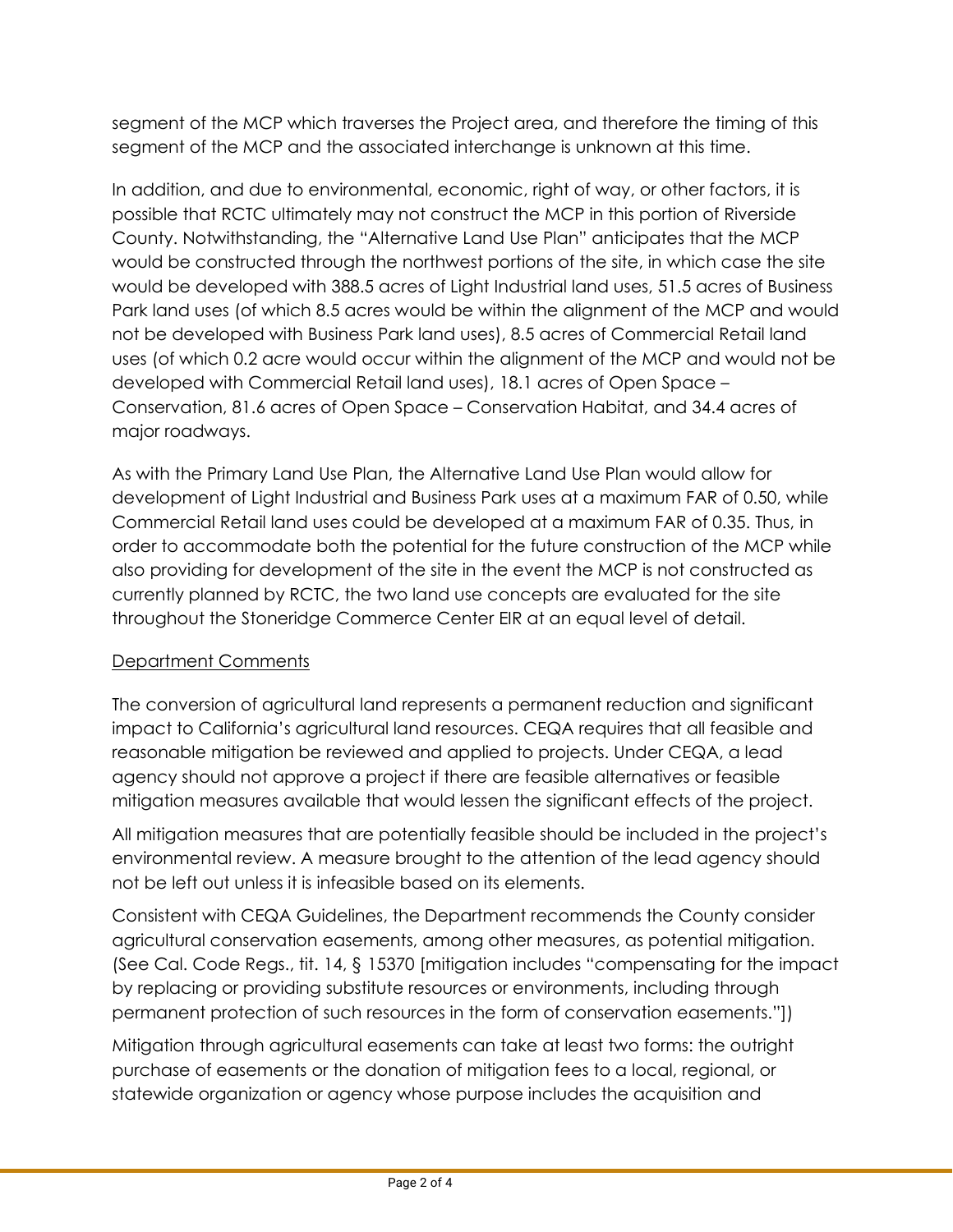segment of the MCP which traverses the Project area, and therefore the timing of this segment of the MCP and the associated interchange is unknown at this time.

In addition, and due to environmental, economic, right of way, or other factors, it is possible that RCTC ultimately may not construct the MCP in this portion of Riverside County. Notwithstanding, the "Alternative Land Use Plan" anticipates that the MCP would be constructed through the northwest portions of the site, in which case the site would be developed with 388.5 acres of Light Industrial land uses, 51.5 acres of Business Park land uses (of which 8.5 acres would be within the alignment of the MCP and would not be developed with Business Park land uses), 8.5 acres of Commercial Retail land uses (of which 0.2 acre would occur within the alignment of the MCP and would not be developed with Commercial Retail land uses), 18.1 acres of Open Space – Conservation, 81.6 acres of Open Space – Conservation Habitat, and 34.4 acres of major roadways.

As with the Primary Land Use Plan, the Alternative Land Use Plan would allow for development of Light Industrial and Business Park uses at a maximum FAR of 0.50, while Commercial Retail land uses could be developed at a maximum FAR of 0.35. Thus, in order to accommodate both the potential for the future construction of the MCP while also providing for development of the site in the event the MCP is not constructed as currently planned by RCTC, the two land use concepts are evaluated for the site throughout the Stoneridge Commerce Center EIR at an equal level of detail.

## Department Comments

The conversion of agricultural land represents a permanent reduction and significant impact to California's agricultural land resources. CEQA requires that all feasible and reasonable mitigation be reviewed and applied to projects. Under CEQA, a lead agency should not approve a project if there are feasible alternatives or feasible mitigation measures available that would lessen the significant effects of the project.

All mitigation measures that are potentially feasible should be included in the project's environmental review. A measure brought to the attention of the lead agency should not be left out unless it is infeasible based on its elements.

Consistent with CEQA Guidelines, the Department recommends the County consider agricultural conservation easements, among other measures, as potential mitigation. (See Cal. Code Regs., tit. 14, § 15370 [mitigation includes "compensating for the impact by replacing or providing substitute resources or environments, including through permanent protection of such resources in the form of conservation easements."])

Mitigation through agricultural easements can take at least two forms: the outright purchase of easements or the donation of mitigation fees to a local, regional, or statewide organization or agency whose purpose includes the acquisition and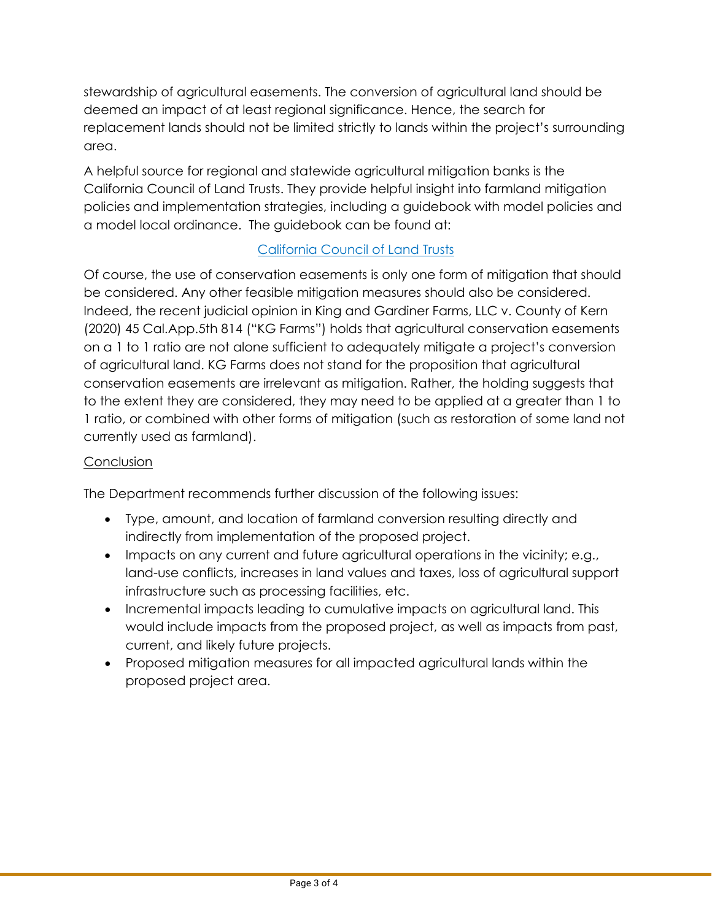stewardship of agricultural easements. The conversion of agricultural land should be deemed an impact of at least regional significance. Hence, the search for replacement lands should not be limited strictly to lands within the project's surrounding area.

A helpful source for regional and statewide agricultural mitigation banks is the California Council of Land Trusts. They provide helpful insight into farmland mitigation policies and implementation strategies, including a guidebook with model policies and a model local ordinance. The guidebook can be found at:

California Council of Land Trusts

Of course, the use of conservation easements is only one form of mitigation that should be considered. Any other feasible mitigation measures should also be considered. Indeed, the recent judicial opinion in King and Gardiner Farms, LLC v. County of Kern (2020) 45 Cal.App.5th 814 ("KG Farms") holds that agricultural conservation easements on a 1 to 1 ratio are not alone sufficient to adequately mitigate a project's conversion of agricultural land. KG Farms does not stand for the proposition that agricultural conservation easements are irrelevant as mitigation. Rather, the holding suggests that to the extent they are considered, they may need to be applied at a greater than 1 to 1 ratio, or combined with other forms of mitigation (such as restoration of some land not currently used as farmland).

Conclusion

The Department recommends further discussion of the following issues:

- Type, amount, and location of farmland conversion resulting directly and indirectly from implementation of the proposed project.
- Impacts on any current and future agricultural operations in the vicinity; e.g., land-use conflicts, increases in land values and taxes, loss of agricultural support infrastructure such as processing facilities, etc.
- Incremental impacts leading to cumulative impacts on agricultural land. This would include impacts from the proposed project, as well as impacts from past, current, and likely future projects.
- Proposed mitigation measures for all impacted agricultural lands within the proposed project area.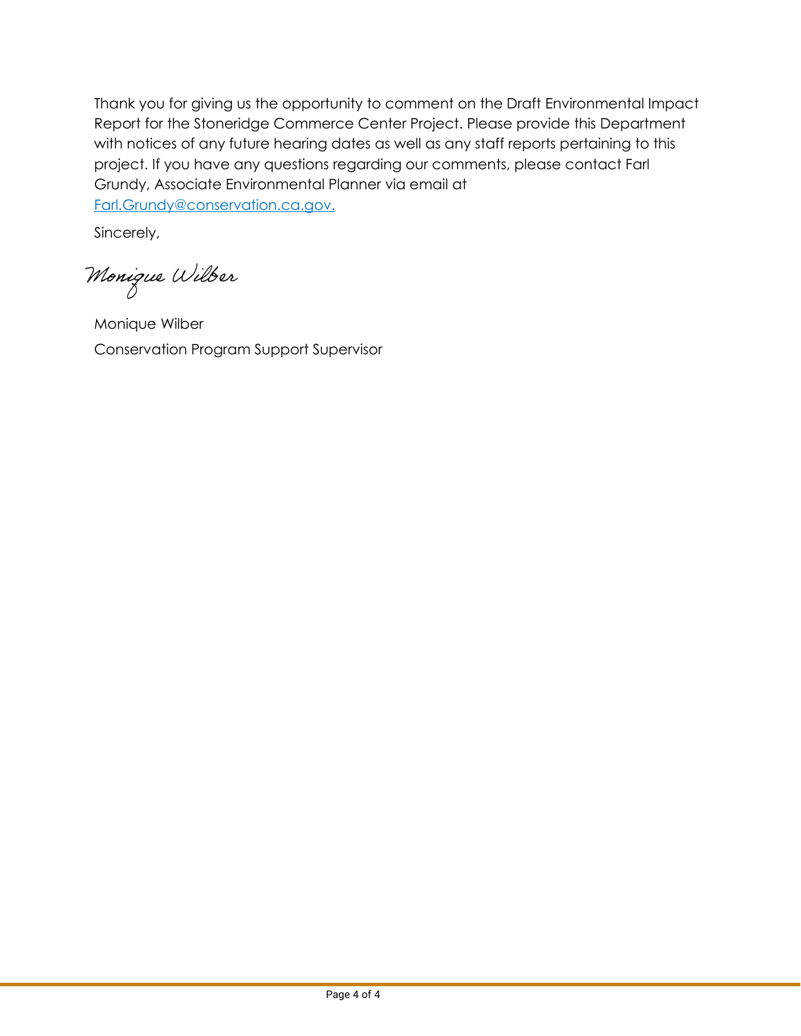Thank you for giving us the opportunity to comment on the Draft Environmental Impact Report for the Stoneridge Commerce Center Project. Please provide this Department with notices of any future hearing dates as well as any staff reports pertaining to this project. If you have any questions regarding our comments, please contact Farl Grundy, Associate Environmental Planner via email at Farl.Grundy@conservation.ca.gov.

Sincerely,

Monique Wilber

Monique Wilber
Conservation Program Support Supervisor